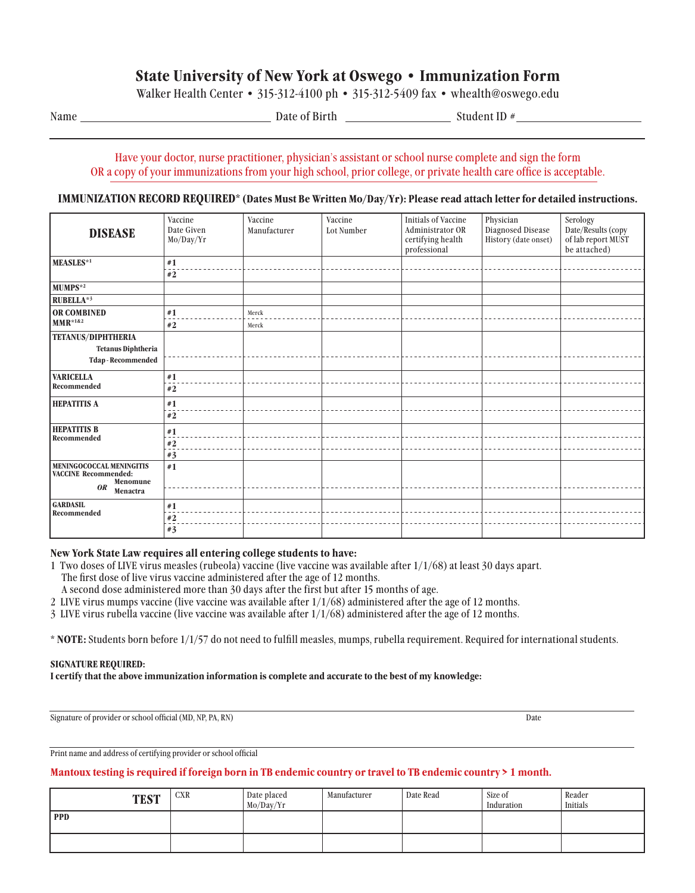# State University of New York at Oswego • Immunization Form

Walker Health Center • 315-312-4100 ph • 315-312-5409 fax • whealth@oswego.edu

Name ______________________ Date of Birth ______________ Student ID # ________________

Have your doctor, nurse practitioner, physician's assistant or school nurse complete and sign the form
OR a copy of your immunizations from your high school, prior college, or private health care office is acceptable.

**IMMUNIZATION RECORD REQUIRED* (Dates Must Be Written Mo/Day/Yr): Please read attach letter for detailed instructions.**

| DISEASE | Vaccine Date Given Mo/Day/Yr | Vaccine Manufacturer | Vaccine Lot Number | Initials of Vaccine Administrator OR certifying health professional | Physician Diagnosed Disease History (date onset) | Serology Date/Results (copy of lab report MUST be attached) |
|---|---|---|---|---|---|---|
| **MEASLES**\*1 | #1 | | | | | |
| | #2 | | | | | |
| **MUMPS**\*2 | | | | | | |
| **RUBELLA**\*3 | | | | | | |
| **OR COMBINED MMR**\*1&2 | #1 | Merck | | | | |
| | #2 | Merck | | | | |
| **TETANUS/DIPHTHERIA** Tetanus Diphtheria | | | | | | |
| Tdap - Recommended | | | | | | |
| **VARICELLA** Recommended | #1 | | | | | |
| | #2 | | | | | |
| **HEPATITIS A** | #1 | | | | | |
| | #2 | | | | | |
| **HEPATITIS B** Recommended | #1 | | | | | |
| | #2 | | | | | |
| | #3 | | | | | |
| **MENINGOCOCCAL MENINGITIS VACCINE Recommended:** Menomune | #1 | | | | | |
| *OR* Menactra | | | | | | |
| **GARDASIL** Recommended | #1 | | | | | |
| | #2 | | | | | |
| | #3 | | | | | |

**New York State Law requires all entering college students to have:**

1 Two doses of LIVE virus measles (rubeola) vaccine (live vaccine was available after 1/1/68) at least 30 days apart.
The first dose of live virus vaccine administered after the age of 12 months.
A second dose administered more than 30 days after the first but after 15 months of age.
2 LIVE virus mumps vaccine (live vaccine was available after 1/1/68) administered after the age of 12 months.
3 LIVE virus rubella vaccine (live vaccine was available after 1/1/68) administered after the age of 12 months.

\* **NOTE:** Students born before 1/1/57 do not need to fulfill measles, mumps, rubella requirement. Required for international students.

**SIGNATURE REQUIRED:**
**I certify that the above immunization information is complete and accurate to the best of my knowledge:**

Signature of provider or school official (MD, NP, PA, RN) ______________________ Date ____________

Print name and address of certifying provider or school official ______________________

**Mantoux testing is required if foreign born in TB endemic country or travel to TB endemic country > 1 month.**

| TEST | CXR | Date placed Mo/Day/Yr | Manufacturer | Date Read | Size of Induration | Reader Initials |
|---|---|---|---|---|---|---|
| PPD | | | | | | |
| | | | | | | |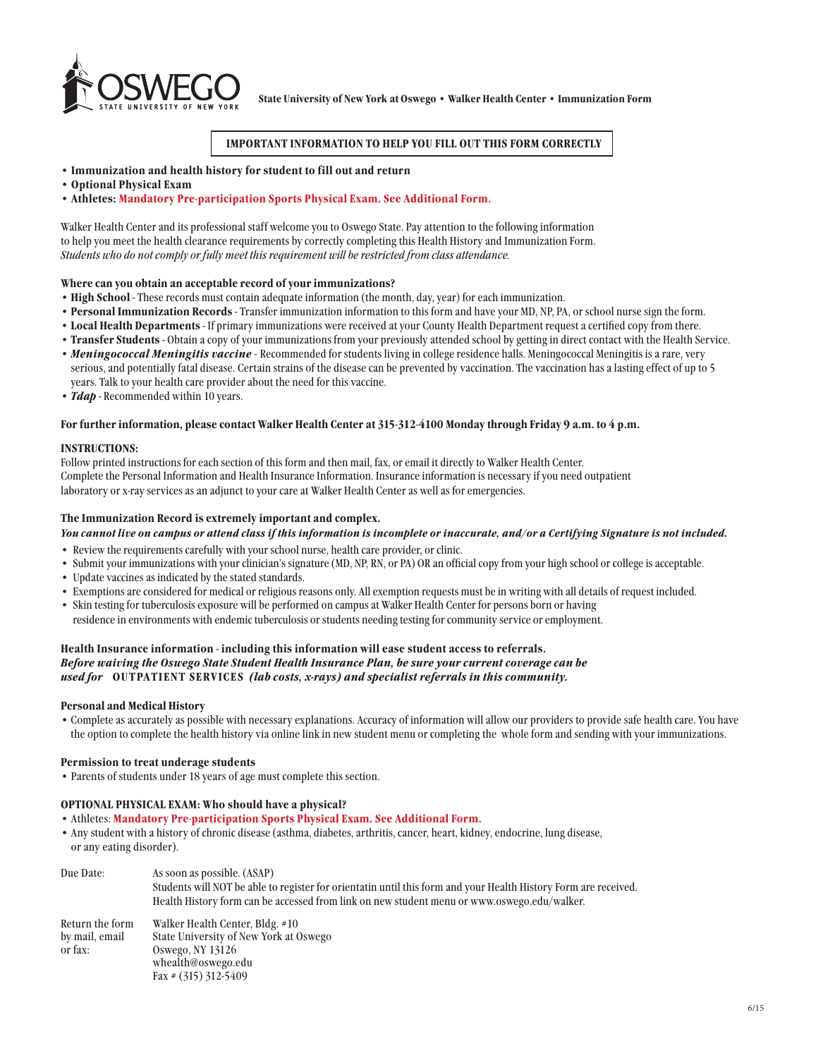OSWEGO STATE UNIVERSITY OF NEW YORK

**State University of New York at Oswego • Walker Health Center • Immunization Form**

## IMPORTANT INFORMATION TO HELP YOU FILL OUT THIS FORM CORRECTLY

- **Immunization and health history for student to fill out and return**
- **Optional Physical Exam**
- **Athletes: Mandatory Pre-participation Sports Physical Exam. See Additional Form.**

Walker Health Center and its professional staff welcome you to Oswego State. Pay attention to the following information to help you meet the health clearance requirements by correctly completing this Health History and Immunization Form. *Students who do not comply or fully meet this requirement will be restricted from class attendance.*

**Where can you obtain an acceptable record of your immunizations?**

- **High School** - These records must contain adequate information (the month, day, year) for each immunization.
- **Personal Immunization Records** - Transfer immunization information to this form and have your MD, NP, PA, or school nurse sign the form.
- **Local Health Departments** - If primary immunizations were received at your County Health Department request a certified copy from there.
- **Transfer Students** - Obtain a copy of your immunizations from your previously attended school by getting in direct contact with the Health Service.
- ***Meningococcal Meningitis vaccine*** - Recommended for students living in college residence halls. Meningococcal Meningitis is a rare, very serious, and potentially fatal disease. Certain strains of the disease can be prevented by vaccination. The vaccination has a lasting effect of up to 5 years. Talk to your health care provider about the need for this vaccine.
- ***Tdap*** - Recommended within 10 years.

**For further information, please contact Walker Health Center at 315-312-4100 Monday through Friday 9 a.m. to 4 p.m.**

**INSTRUCTIONS:**

Follow printed instructions for each section of this form and then mail, fax, or email it directly to Walker Health Center. Complete the Personal Information and Health Insurance Information. Insurance information is necessary if you need outpatient laboratory or x-ray services as an adjunct to your care at Walker Health Center as well as for emergencies.

**The Immunization Record is extremely important and complex.**

***You cannot live on campus or attend class if this information is incomplete or inaccurate, and/or a Certifying Signature is not included.***

- Review the requirements carefully with your school nurse, health care provider, or clinic.
- Submit your immunizations with your clinician's signature (MD, NP, RN, or PA) OR an official copy from your high school or college is acceptable.
- Update vaccines as indicated by the stated standards.
- Exemptions are considered for medical or religious reasons only. All exemption requests must be in writing with all details of request included.
- Skin testing for tuberculosis exposure will be performed on campus at Walker Health Center for persons born or having residence in environments with endemic tuberculosis or students needing testing for community service or employment.

**Health Insurance information - including this information will ease student access to referrals.**
***Before waiving the Oswego State Student Health Insurance Plan, be sure your current coverage can be used for* OUTPATIENT SERVICES *(lab costs, x-rays) and specialist referrals in this community.***

**Personal and Medical History**

- Complete as accurately as possible with necessary explanations. Accuracy of information will allow our providers to provide safe health care. You have the option to complete the health history via online link in new student menu or completing the whole form and sending with your immunizations.

**Permission to treat underage students**

- Parents of students under 18 years of age must complete this section.

**OPTIONAL PHYSICAL EXAM: Who should have a physical?**

- Athletes: **Mandatory Pre-participation Sports Physical Exam. See Additional Form.**
- Any student with a history of chronic disease (asthma, diabetes, arthritis, cancer, heart, kidney, endocrine, lung disease, or any eating disorder).

| | |
|---|---|
| Due Date: | As soon as possible. (ASAP)<br>Students will NOT be able to register for orientatin until this form and your Health History Form are received.<br>Health History form can be accessed from link on new student menu or www.oswego.edu/walker. |
| Return the form by mail, email or fax: | Walker Health Center, Bldg. #10<br>State University of New York at Oswego<br>Oswego, NY 13126<br>whealth@oswego.edu<br>Fax # (315) 312-5409 |

6/15